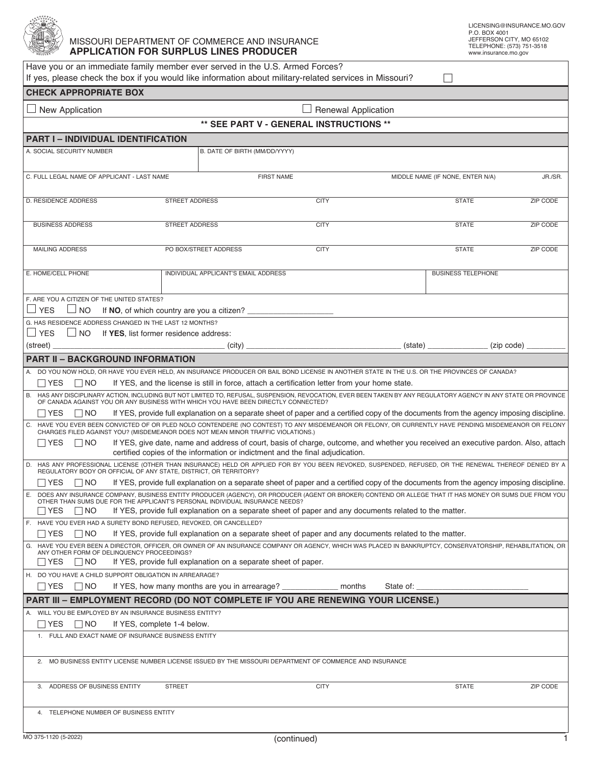MISSOURI DEPARTMENT OF COMMERCE AND INSURANCE

# APPLICATION FOR SURPLUS LINES PRODUCER

LICENSING@INSURANCE.MO.GOV
P.O. BOX 4001
JEFFERSON CITY, MO 65102
TELEPHONE: (573) 751-3518
www.insurance.mo.gov

Have you or an immediate family member ever served in the U.S. Armed Forces?
If yes, please check the box if you would like information about military-related services in Missouri? ☐

## CHECK APPROPRIATE BOX

☐ New Application ☐ Renewal Application

**\*\* SEE PART V - GENERAL INSTRUCTIONS \*\***

## PART I – INDIVIDUAL IDENTIFICATION

| A. SOCIAL SECURITY NUMBER | B. DATE OF BIRTH (MM/DD/YYYY) | | | |
|---|---|---|---|---|
| | | | | |

| C. FULL LEGAL NAME OF APPLICANT - LAST NAME | FIRST NAME | MIDDLE NAME (IF NONE, ENTER N/A) | JR./SR. |
|---|---|---|---|
| | | | |

| D. RESIDENCE ADDRESS | STREET ADDRESS | CITY | STATE | ZIP CODE |
|---|---|---|---|---|
| | | | | |
| BUSINESS ADDRESS | STREET ADDRESS | CITY | STATE | ZIP CODE |
| | | | | |
| MAILING ADDRESS | PO BOX/STREET ADDRESS | CITY | STATE | ZIP CODE |
| | | | | |

| E. HOME/CELL PHONE | INDIVIDUAL APPLICANT'S EMAIL ADDRESS | BUSINESS TELEPHONE |
|---|---|---|
| | | |

F. ARE YOU A CITIZEN OF THE UNITED STATES?
☐ YES ☐ NO If **NO**, of which country are you a citizen? ___________________

G. HAS RESIDENCE ADDRESS CHANGED IN THE LAST 12 MONTHS?
☐ YES ☐ NO If **YES**, list former residence address:
(street) ____________________ (city) ____________________ (state) ____________ (zip code) ________

## PART II – BACKGROUND INFORMATION

A. DO YOU NOW HOLD, OR HAVE YOU EVER HELD, AN INSURANCE PRODUCER OR BAIL BOND LICENSE IN ANOTHER STATE IN THE U.S. OR THE PROVINCES OF CANADA?
☐ YES ☐ NO If YES, and the license is still in force, attach a certification letter from your home state.

B. HAS ANY DISCIPLINARY ACTION, INCLUDING BUT NOT LIMITED TO, REFUSAL, SUSPENSION, REVOCATION, EVER BEEN TAKEN BY ANY REGULATORY AGENCY IN ANY STATE OR PROVINCE OF CANADA AGAINST YOU OR ANY BUSINESS WITH WHICH YOU HAVE BEEN DIRECTLY CONNECTED?
☐ YES ☐ NO If YES, provide full explanation on a separate sheet of paper and a certified copy of the documents from the agency imposing discipline.

C. HAVE YOU EVER BEEN CONVICTED OF OR PLED NOLO CONTENDERE (NO CONTEST) TO ANY MISDEMEANOR OR FELONY, OR CURRENTLY HAVE PENDING MISDEMEANOR OR FELONY CHARGES FILED AGAINST YOU? (MISDEMEANOR DOES NOT MEAN MINOR TRAFFIC VIOLATIONS.)
☐ YES ☐ NO If YES, give date, name and address of court, basis of charge, outcome, and whether you received an executive pardon. Also, attach certified copies of the information or indictment and the final adjudication.

D. HAS ANY PROFESSIONAL LICENSE (OTHER THAN INSURANCE) HELD OR APPLIED FOR BY YOU BEEN REVOKED, SUSPENDED, REFUSED, OR THE RENEWAL THEREOF DENIED BY A REGULATORY BODY OR OFFICIAL OF ANY STATE, DISTRICT, OR TERRITORY?
☐ YES ☐ NO If YES, provide full explanation on a separate sheet of paper and a certified copy of the documents from the agency imposing discipline.

E. DOES ANY INSURANCE COMPANY, BUSINESS ENTITY PRODUCER (AGENCY), OR PRODUCER (AGENT OR BROKER) CONTEND OR ALLEGE THAT IT HAS MONEY OR SUMS DUE FROM YOU OTHER THAN SUMS DUE FOR THE APPLICANT'S PERSONAL INDIVIDUAL INSURANCE NEEDS?
☐ YES ☐ NO If YES, provide full explanation on a separate sheet of paper and any documents related to the matter.

F. HAVE YOU EVER HAD A SURETY BOND REFUSED, REVOKED, OR CANCELLED?
☐ YES ☐ NO If YES, provide full explanation on a separate sheet of paper and any documents related to the matter.

G. HAVE YOU EVER BEEN A DIRECTOR, OFFICER, OR OWNER OF AN INSURANCE COMPANY OR AGENCY, WHICH WAS PLACED IN BANKRUPTCY, CONSERVATORSHIP, REHABILITATION, OR ANY OTHER FORM OF DELINQUENCY PROCEEDINGS?
☐ YES ☐ NO If YES, provide full explanation on a separate sheet of paper.

H. DO YOU HAVE A CHILD SUPPORT OBLIGATION IN ARREARAGE?
☐ YES ☐ NO If YES, how many months are you in arrearage? ____________ months State of: ________________________

## PART III – EMPLOYMENT RECORD (DO NOT COMPLETE IF YOU ARE RENEWING YOUR LICENSE.)

A. WILL YOU BE EMPLOYED BY AN INSURANCE BUSINESS ENTITY?
☐ YES ☐ NO If YES, complete 1-4 below.

1. FULL AND EXACT NAME OF INSURANCE BUSINESS ENTITY

2. MO BUSINESS ENTITY LICENSE NUMBER LICENSE ISSUED BY THE MISSOURI DEPARTMENT OF COMMERCE AND INSURANCE

| 3. ADDRESS OF BUSINESS ENTITY | STREET | CITY | STATE | ZIP CODE |
|---|---|---|---|---|
| | | | | |

4. TELEPHONE NUMBER OF BUSINESS ENTITY

MO 375-1120 (5-2022)

(continued)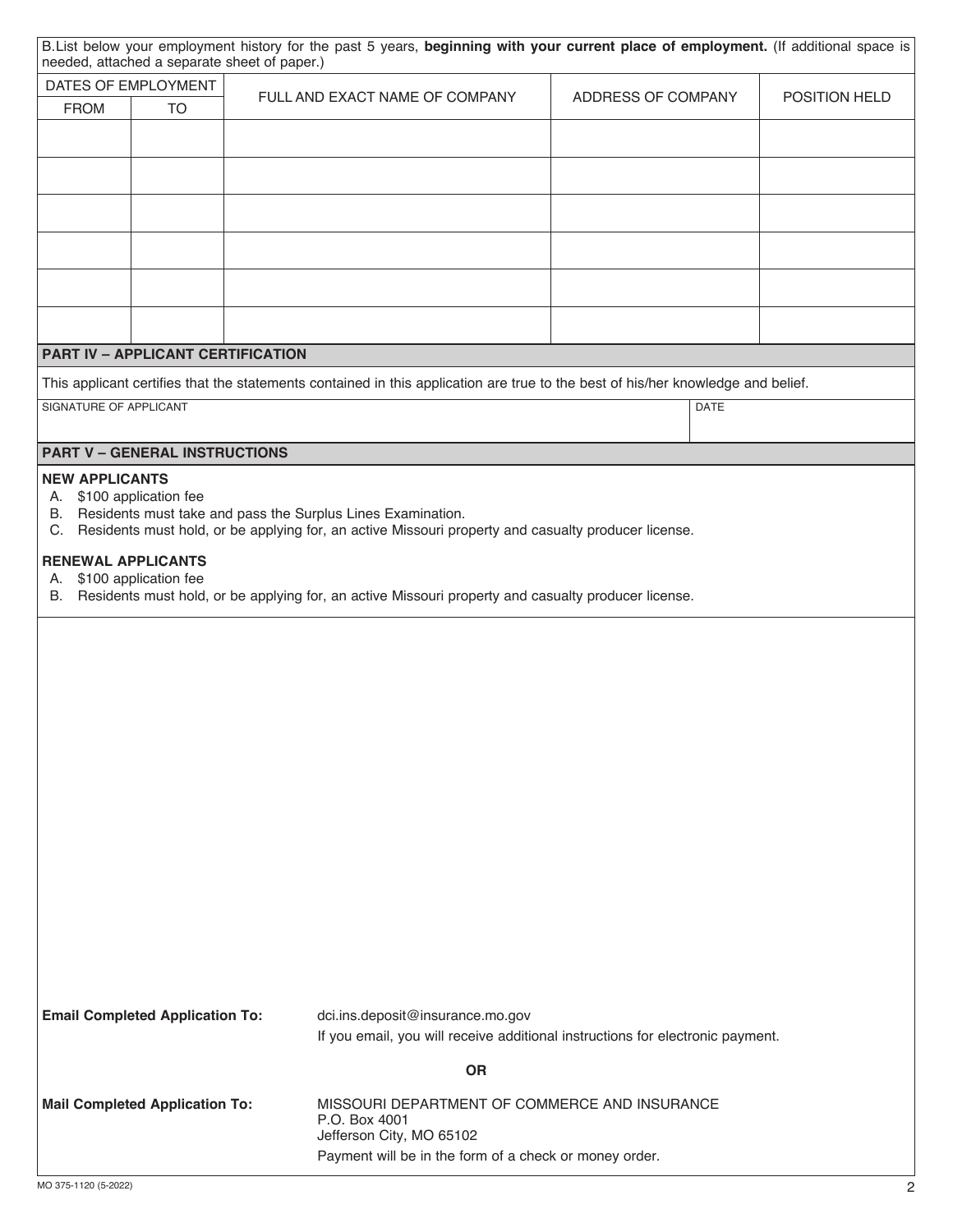B.List below your employment history for the past 5 years, **beginning with your current place of employment.** (If additional space is needed, attached a separate sheet of paper.)

| DATES OF EMPLOYMENT | | FULL AND EXACT NAME OF COMPANY | ADDRESS OF COMPANY | POSITION HELD |
|---|---|---|---|---|
| FROM | TO | | | |
| | | | | |
| | | | | |
| | | | | |
| | | | | |
| | | | | |
| | | | | |

## PART IV – APPLICANT CERTIFICATION

This applicant certifies that the statements contained in this application are true to the best of his/her knowledge and belief.

| SIGNATURE OF APPLICANT | DATE |
|---|---|
| | |

## PART V – GENERAL INSTRUCTIONS

**NEW APPLICANTS**

A. $100 application fee
B. Residents must take and pass the Surplus Lines Examination.
C. Residents must hold, or be applying for, an active Missouri property and casualty producer license.

**RENEWAL APPLICANTS**

A. $100 application fee
B. Residents must hold, or be applying for, an active Missouri property and casualty producer license.

**Email Completed Application To:** dci.ins.deposit@insurance.mo.gov
If you email, you will receive additional instructions for electronic payment.

**OR**

**Mail Completed Application To:** MISSOURI DEPARTMENT OF COMMERCE AND INSURANCE
P.O. Box 4001
Jefferson City, MO 65102
Payment will be in the form of a check or money order.

MO 375-1120 (5-2022)